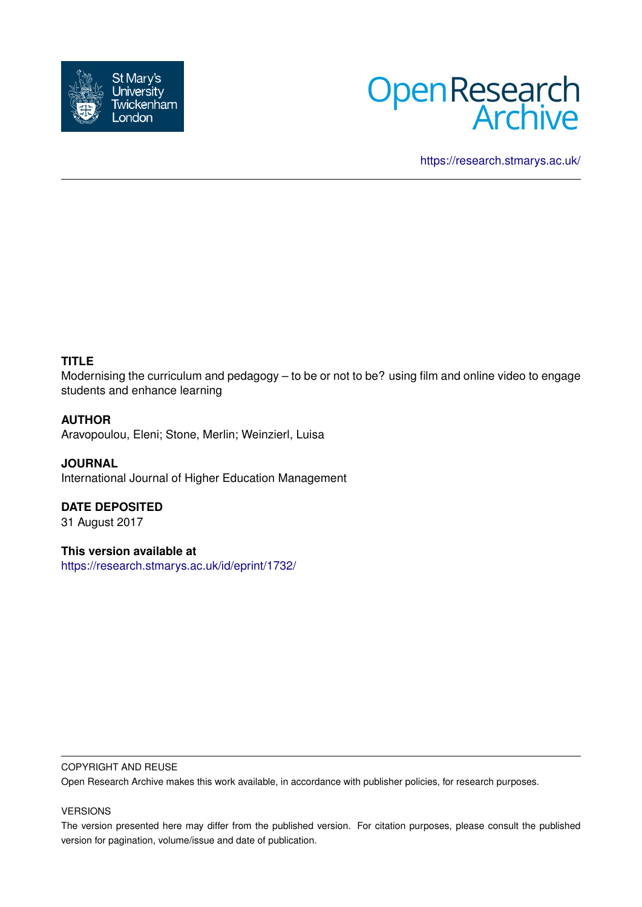St Mary's University Twickenham London

Open Research Archive

https://research.stmarys.ac.uk/

---

**TITLE**

Modernising the curriculum and pedagogy – to be or not to be? using film and online video to engage students and enhance learning

**AUTHOR**

Aravopoulou, Eleni; Stone, Merlin; Weinzierl, Luisa

**JOURNAL**

International Journal of Higher Education Management

**DATE DEPOSITED**

31 August 2017

**This version available at**

https://research.stmarys.ac.uk/id/eprint/1732/

---

COPYRIGHT AND REUSE

Open Research Archive makes this work available, in accordance with publisher policies, for research purposes.

VERSIONS

The version presented here may differ from the published version. For citation purposes, please consult the published version for pagination, volume/issue and date of publication.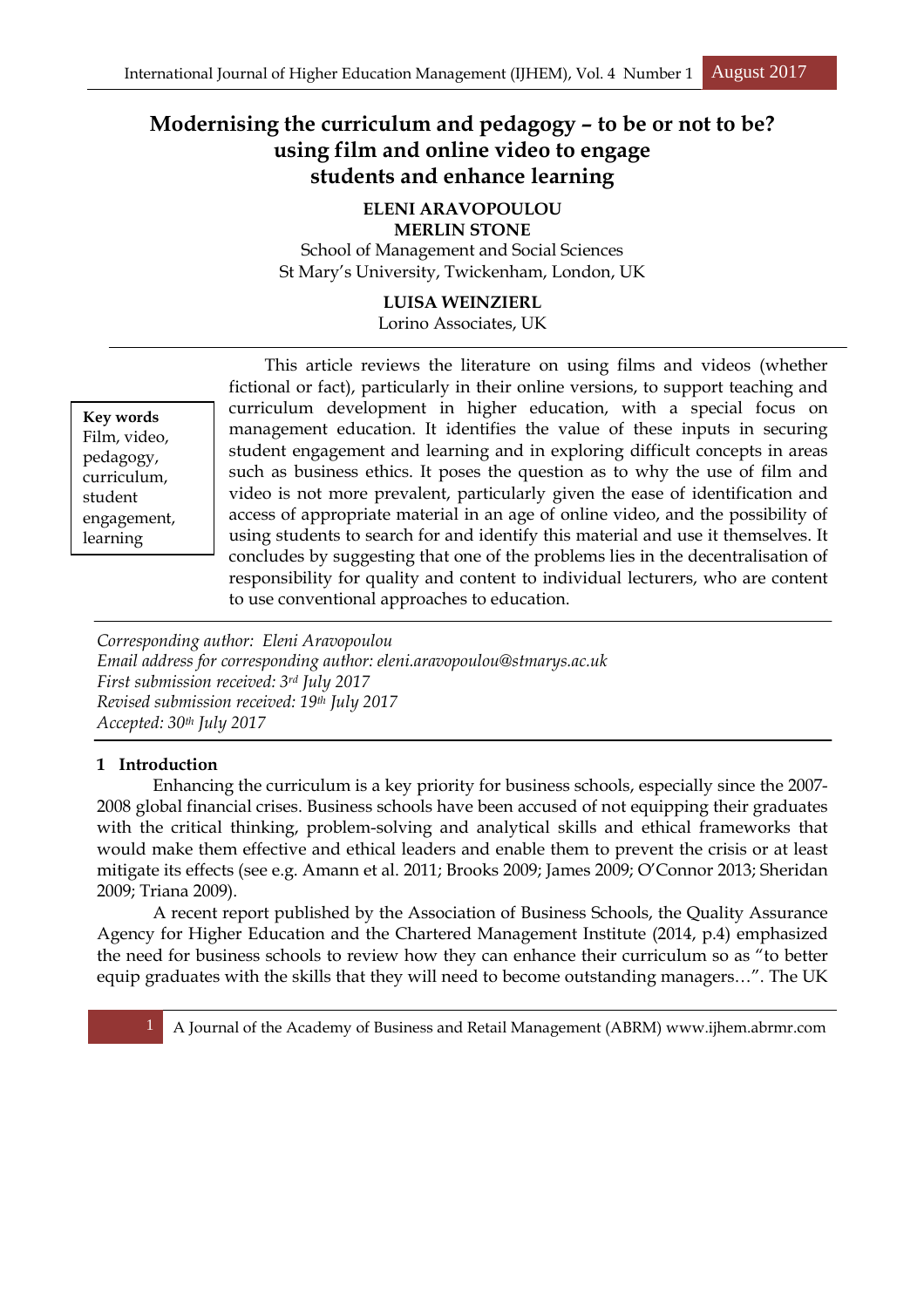# Modernising the curriculum and pedagogy – to be or not to be? using film and online video to engage students and enhance learning

**ELENI ARAVOPOULOU**
**MERLIN STONE**
School of Management and Social Sciences
St Mary's University, Twickenham, London, UK

**LUISA WEINZIERL**
Lorino Associates, UK

**Key words**
Film, video, pedagogy, curriculum, student engagement, learning

This article reviews the literature on using films and videos (whether fictional or fact), particularly in their online versions, to support teaching and curriculum development in higher education, with a special focus on management education. It identifies the value of these inputs in securing student engagement and learning and in exploring difficult concepts in areas such as business ethics. It poses the question as to why the use of film and video is not more prevalent, particularly given the ease of identification and access of appropriate material in an age of online video, and the possibility of using students to search for and identify this material and use it themselves. It concludes by suggesting that one of the problems lies in the decentralisation of responsibility for quality and content to individual lecturers, who are content to use conventional approaches to education.

*Corresponding author: Eleni Aravopoulou*
*Email address for corresponding author: eleni.aravopoulou@stmarys.ac.uk*
*First submission received: 3rd July 2017*
*Revised submission received: 19th July 2017*
*Accepted: 30th July 2017*

## 1 Introduction

Enhancing the curriculum is a key priority for business schools, especially since the 2007-2008 global financial crises. Business schools have been accused of not equipping their graduates with the critical thinking, problem-solving and analytical skills and ethical frameworks that would make them effective and ethical leaders and enable them to prevent the crisis or at least mitigate its effects (see e.g. Amann et al. 2011; Brooks 2009; James 2009; O'Connor 2013; Sheridan 2009; Triana 2009).

A recent report published by the Association of Business Schools, the Quality Assurance Agency for Higher Education and the Chartered Management Institute (2014, p.4) emphasized the need for business schools to review how they can enhance their curriculum so as "to better equip graduates with the skills that they will need to become outstanding managers…". The UK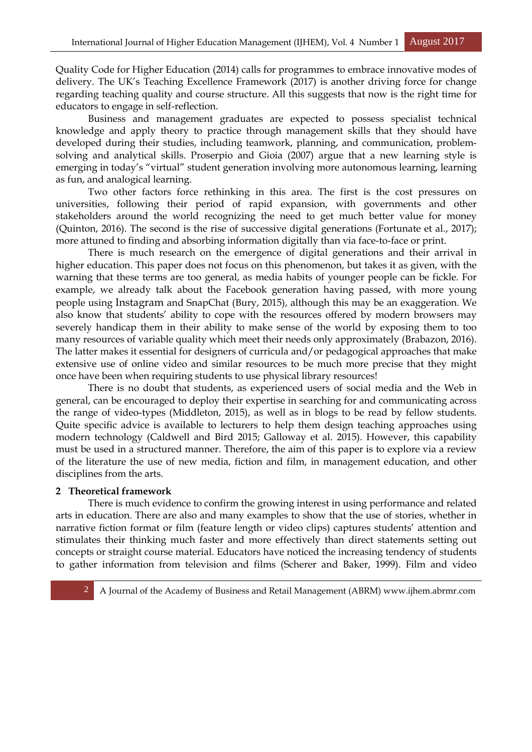Quality Code for Higher Education (2014) calls for programmes to embrace innovative modes of delivery. The UK's Teaching Excellence Framework (2017) is another driving force for change regarding teaching quality and course structure. All this suggests that now is the right time for educators to engage in self-reflection.

Business and management graduates are expected to possess specialist technical knowledge and apply theory to practice through management skills that they should have developed during their studies, including teamwork, planning, and communication, problem-solving and analytical skills. Proserpio and Gioia (2007) argue that a new learning style is emerging in today's "virtual" student generation involving more autonomous learning, learning as fun, and analogical learning.

Two other factors force rethinking in this area. The first is the cost pressures on universities, following their period of rapid expansion, with governments and other stakeholders around the world recognizing the need to get much better value for money (Quinton, 2016). The second is the rise of successive digital generations (Fortunate et al., 2017); more attuned to finding and absorbing information digitally than via face-to-face or print.

There is much research on the emergence of digital generations and their arrival in higher education. This paper does not focus on this phenomenon, but takes it as given, with the warning that these terms are too general, as media habits of younger people can be fickle. For example, we already talk about the Facebook generation having passed, with more young people using Instagram and SnapChat (Bury, 2015), although this may be an exaggeration. We also know that students' ability to cope with the resources offered by modern browsers may severely handicap them in their ability to make sense of the world by exposing them to too many resources of variable quality which meet their needs only approximately (Brabazon, 2016). The latter makes it essential for designers of curricula and/or pedagogical approaches that make extensive use of online video and similar resources to be much more precise that they might once have been when requiring students to use physical library resources!

There is no doubt that students, as experienced users of social media and the Web in general, can be encouraged to deploy their expertise in searching for and communicating across the range of video-types (Middleton, 2015), as well as in blogs to be read by fellow students. Quite specific advice is available to lecturers to help them design teaching approaches using modern technology (Caldwell and Bird 2015; Galloway et al. 2015). However, this capability must be used in a structured manner. Therefore, the aim of this paper is to explore via a review of the literature the use of new media, fiction and film, in management education, and other disciplines from the arts.

## 2 Theoretical framework

There is much evidence to confirm the growing interest in using performance and related arts in education. There are also and many examples to show that the use of stories, whether in narrative fiction format or film (feature length or video clips) captures students' attention and stimulates their thinking much faster and more effectively than direct statements setting out concepts or straight course material. Educators have noticed the increasing tendency of students to gather information from television and films (Scherer and Baker, 1999). Film and video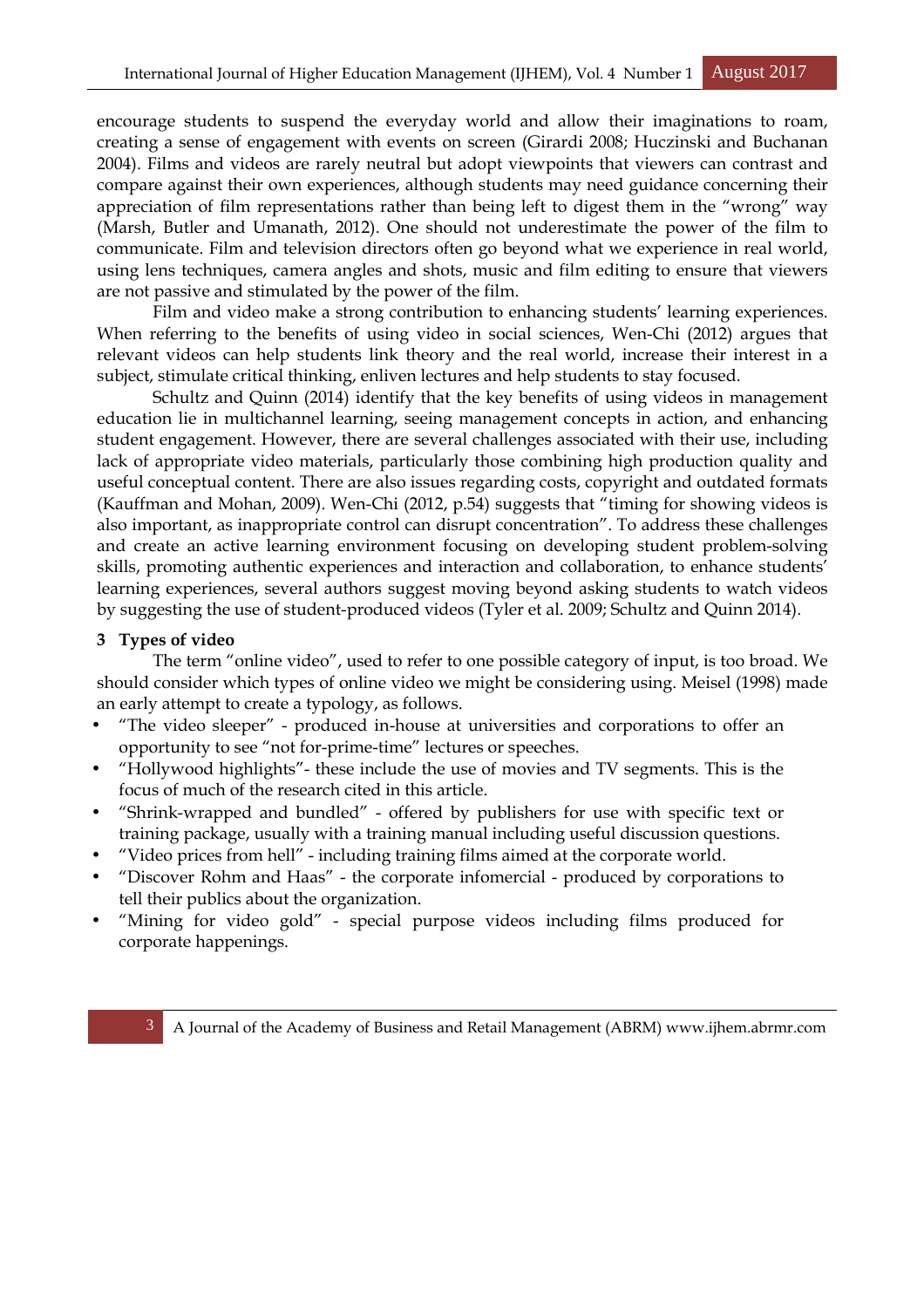encourage students to suspend the everyday world and allow their imaginations to roam, creating a sense of engagement with events on screen (Girardi 2008; Huczinski and Buchanan 2004). Films and videos are rarely neutral but adopt viewpoints that viewers can contrast and compare against their own experiences, although students may need guidance concerning their appreciation of film representations rather than being left to digest them in the "wrong" way (Marsh, Butler and Umanath, 2012). One should not underestimate the power of the film to communicate. Film and television directors often go beyond what we experience in real world, using lens techniques, camera angles and shots, music and film editing to ensure that viewers are not passive and stimulated by the power of the film.

Film and video make a strong contribution to enhancing students' learning experiences. When referring to the benefits of using video in social sciences, Wen-Chi (2012) argues that relevant videos can help students link theory and the real world, increase their interest in a subject, stimulate critical thinking, enliven lectures and help students to stay focused.

Schultz and Quinn (2014) identify that the key benefits of using videos in management education lie in multichannel learning, seeing management concepts in action, and enhancing student engagement. However, there are several challenges associated with their use, including lack of appropriate video materials, particularly those combining high production quality and useful conceptual content. There are also issues regarding costs, copyright and outdated formats (Kauffman and Mohan, 2009). Wen-Chi (2012, p.54) suggests that "timing for showing videos is also important, as inappropriate control can disrupt concentration". To address these challenges and create an active learning environment focusing on developing student problem-solving skills, promoting authentic experiences and interaction and collaboration, to enhance students' learning experiences, several authors suggest moving beyond asking students to watch videos by suggesting the use of student-produced videos (Tyler et al. 2009; Schultz and Quinn 2014).

## 3 Types of video

The term "online video", used to refer to one possible category of input, is too broad. We should consider which types of online video we might be considering using. Meisel (1998) made an early attempt to create a typology, as follows.

- "The video sleeper" - produced in-house at universities and corporations to offer an opportunity to see "not for-prime-time" lectures or speeches.
- "Hollywood highlights"- these include the use of movies and TV segments. This is the focus of much of the research cited in this article.
- "Shrink-wrapped and bundled" - offered by publishers for use with specific text or training package, usually with a training manual including useful discussion questions.
- "Video prices from hell" - including training films aimed at the corporate world.
- "Discover Rohm and Haas" - the corporate infomercial - produced by corporations to tell their publics about the organization.
- "Mining for video gold" - special purpose videos including films produced for corporate happenings.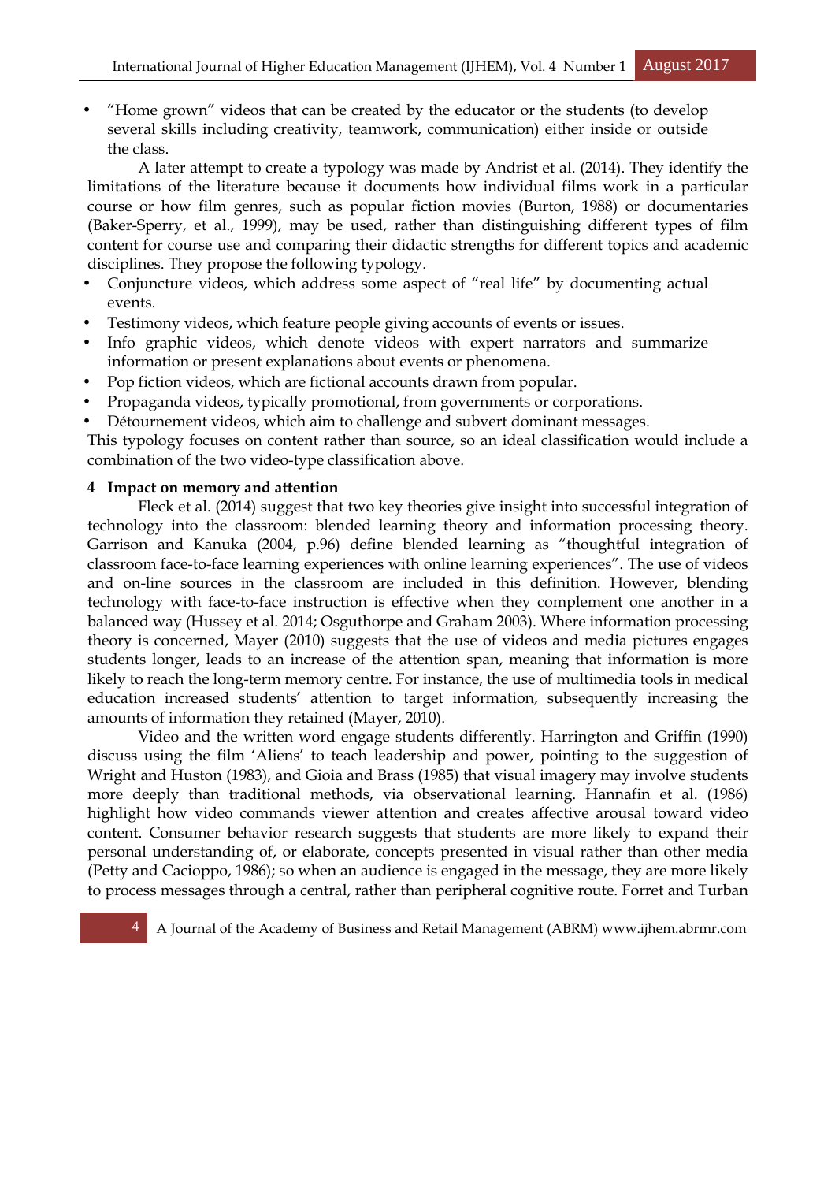- "Home grown" videos that can be created by the educator or the students (to develop several skills including creativity, teamwork, communication) either inside or outside the class.

A later attempt to create a typology was made by Andrist et al. (2014). They identify the limitations of the literature because it documents how individual films work in a particular course or how film genres, such as popular fiction movies (Burton, 1988) or documentaries (Baker-Sperry, et al., 1999), may be used, rather than distinguishing different types of film content for course use and comparing their didactic strengths for different topics and academic disciplines. They propose the following typology.

- Conjuncture videos, which address some aspect of "real life" by documenting actual events.
- Testimony videos, which feature people giving accounts of events or issues.
- Info graphic videos, which denote videos with expert narrators and summarize information or present explanations about events or phenomena.
- Pop fiction videos, which are fictional accounts drawn from popular.
- Propaganda videos, typically promotional, from governments or corporations.
- Détournement videos, which aim to challenge and subvert dominant messages.

This typology focuses on content rather than source, so an ideal classification would include a combination of the two video-type classification above.

## 4 Impact on memory and attention

Fleck et al. (2014) suggest that two key theories give insight into successful integration of technology into the classroom: blended learning theory and information processing theory. Garrison and Kanuka (2004, p.96) define blended learning as "thoughtful integration of classroom face-to-face learning experiences with online learning experiences". The use of videos and on-line sources in the classroom are included in this definition. However, blending technology with face-to-face instruction is effective when they complement one another in a balanced way (Hussey et al. 2014; Osguthorpe and Graham 2003). Where information processing theory is concerned, Mayer (2010) suggests that the use of videos and media pictures engages students longer, leads to an increase of the attention span, meaning that information is more likely to reach the long-term memory centre. For instance, the use of multimedia tools in medical education increased students' attention to target information, subsequently increasing the amounts of information they retained (Mayer, 2010).

Video and the written word engage students differently. Harrington and Griffin (1990) discuss using the film 'Aliens' to teach leadership and power, pointing to the suggestion of Wright and Huston (1983), and Gioia and Brass (1985) that visual imagery may involve students more deeply than traditional methods, via observational learning. Hannafin et al. (1986) highlight how video commands viewer attention and creates affective arousal toward video content. Consumer behavior research suggests that students are more likely to expand their personal understanding of, or elaborate, concepts presented in visual rather than other media (Petty and Cacioppo, 1986); so when an audience is engaged in the message, they are more likely to process messages through a central, rather than peripheral cognitive route. Forret and Turban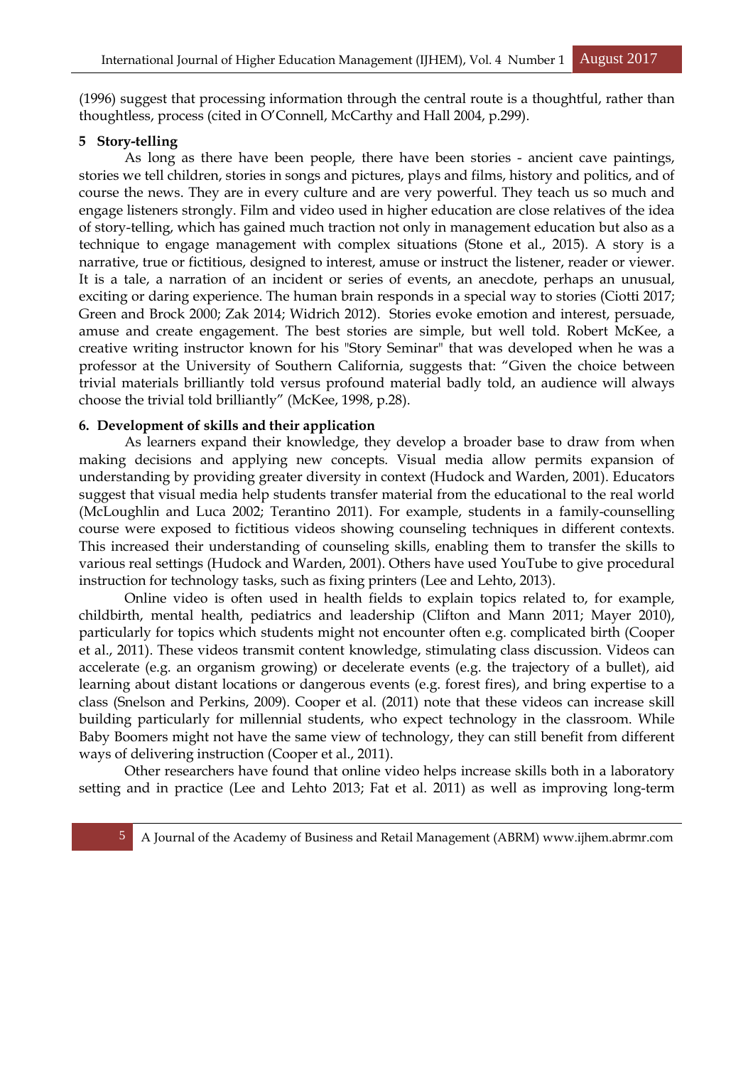(1996) suggest that processing information through the central route is a thoughtful, rather than thoughtless, process (cited in O'Connell, McCarthy and Hall 2004, p.299).

## 5 Story-telling

As long as there have been people, there have been stories - ancient cave paintings, stories we tell children, stories in songs and pictures, plays and films, history and politics, and of course the news. They are in every culture and are very powerful. They teach us so much and engage listeners strongly. Film and video used in higher education are close relatives of the idea of story-telling, which has gained much traction not only in management education but also as a technique to engage management with complex situations (Stone et al., 2015). A story is a narrative, true or fictitious, designed to interest, amuse or instruct the listener, reader or viewer. It is a tale, a narration of an incident or series of events, an anecdote, perhaps an unusual, exciting or daring experience. The human brain responds in a special way to stories (Ciotti 2017; Green and Brock 2000; Zak 2014; Widrich 2012). Stories evoke emotion and interest, persuade, amuse and create engagement. The best stories are simple, but well told. Robert McKee, a creative writing instructor known for his "Story Seminar" that was developed when he was a professor at the University of Southern California, suggests that: "Given the choice between trivial materials brilliantly told versus profound material badly told, an audience will always choose the trivial told brilliantly" (McKee, 1998, p.28).

## 6. Development of skills and their application

As learners expand their knowledge, they develop a broader base to draw from when making decisions and applying new concepts. Visual media allow permits expansion of understanding by providing greater diversity in context (Hudock and Warden, 2001). Educators suggest that visual media help students transfer material from the educational to the real world (McLoughlin and Luca 2002; Terantino 2011). For example, students in a family-counselling course were exposed to fictitious videos showing counseling techniques in different contexts. This increased their understanding of counseling skills, enabling them to transfer the skills to various real settings (Hudock and Warden, 2001). Others have used YouTube to give procedural instruction for technology tasks, such as fixing printers (Lee and Lehto, 2013).

Online video is often used in health fields to explain topics related to, for example, childbirth, mental health, pediatrics and leadership (Clifton and Mann 2011; Mayer 2010), particularly for topics which students might not encounter often e.g. complicated birth (Cooper et al., 2011). These videos transmit content knowledge, stimulating class discussion. Videos can accelerate (e.g. an organism growing) or decelerate events (e.g. the trajectory of a bullet), aid learning about distant locations or dangerous events (e.g. forest fires), and bring expertise to a class (Snelson and Perkins, 2009). Cooper et al. (2011) note that these videos can increase skill building particularly for millennial students, who expect technology in the classroom. While Baby Boomers might not have the same view of technology, they can still benefit from different ways of delivering instruction (Cooper et al., 2011).

Other researchers have found that online video helps increase skills both in a laboratory setting and in practice (Lee and Lehto 2013; Fat et al. 2011) as well as improving long-term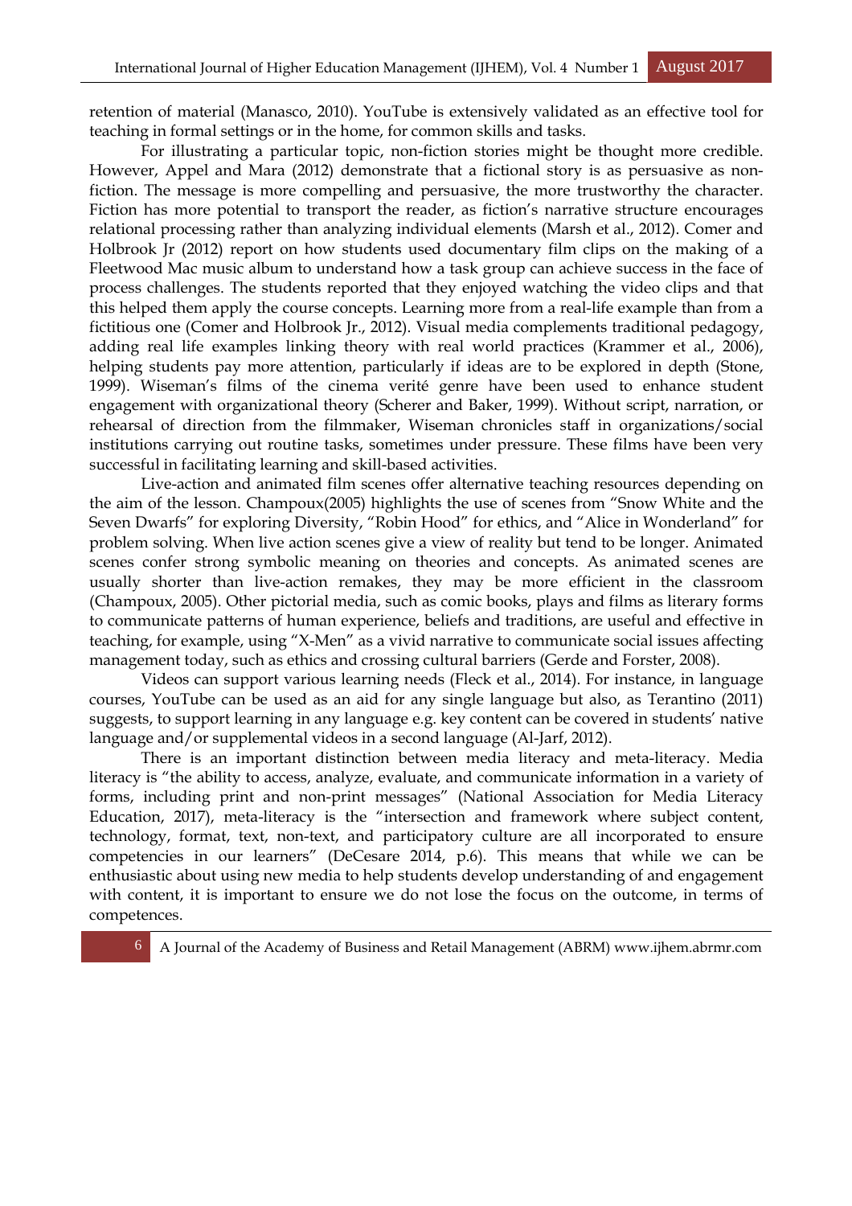retention of material (Manasco, 2010). YouTube is extensively validated as an effective tool for teaching in formal settings or in the home, for common skills and tasks.

For illustrating a particular topic, non-fiction stories might be thought more credible. However, Appel and Mara (2012) demonstrate that a fictional story is as persuasive as non-fiction. The message is more compelling and persuasive, the more trustworthy the character. Fiction has more potential to transport the reader, as fiction's narrative structure encourages relational processing rather than analyzing individual elements (Marsh et al., 2012). Comer and Holbrook Jr (2012) report on how students used documentary film clips on the making of a Fleetwood Mac music album to understand how a task group can achieve success in the face of process challenges. The students reported that they enjoyed watching the video clips and that this helped them apply the course concepts. Learning more from a real-life example than from a fictitious one (Comer and Holbrook Jr., 2012). Visual media complements traditional pedagogy, adding real life examples linking theory with real world practices (Krammer et al., 2006), helping students pay more attention, particularly if ideas are to be explored in depth (Stone, 1999). Wiseman's films of the cinema verité genre have been used to enhance student engagement with organizational theory (Scherer and Baker, 1999). Without script, narration, or rehearsal of direction from the filmmaker, Wiseman chronicles staff in organizations/social institutions carrying out routine tasks, sometimes under pressure. These films have been very successful in facilitating learning and skill-based activities.

Live-action and animated film scenes offer alternative teaching resources depending on the aim of the lesson. Champoux(2005) highlights the use of scenes from "Snow White and the Seven Dwarfs" for exploring Diversity, "Robin Hood" for ethics, and "Alice in Wonderland" for problem solving. When live action scenes give a view of reality but tend to be longer. Animated scenes confer strong symbolic meaning on theories and concepts. As animated scenes are usually shorter than live-action remakes, they may be more efficient in the classroom (Champoux, 2005). Other pictorial media, such as comic books, plays and films as literary forms to communicate patterns of human experience, beliefs and traditions, are useful and effective in teaching, for example, using "X-Men" as a vivid narrative to communicate social issues affecting management today, such as ethics and crossing cultural barriers (Gerde and Forster, 2008).

Videos can support various learning needs (Fleck et al., 2014). For instance, in language courses, YouTube can be used as an aid for any single language but also, as Terantino (2011) suggests, to support learning in any language e.g. key content can be covered in students' native language and/or supplemental videos in a second language (Al-Jarf, 2012).

There is an important distinction between media literacy and meta-literacy. Media literacy is "the ability to access, analyze, evaluate, and communicate information in a variety of forms, including print and non-print messages" (National Association for Media Literacy Education, 2017), meta-literacy is the "intersection and framework where subject content, technology, format, text, non-text, and participatory culture are all incorporated to ensure competencies in our learners" (DeCesare 2014, p.6). This means that while we can be enthusiastic about using new media to help students develop understanding of and engagement with content, it is important to ensure we do not lose the focus on the outcome, in terms of competences.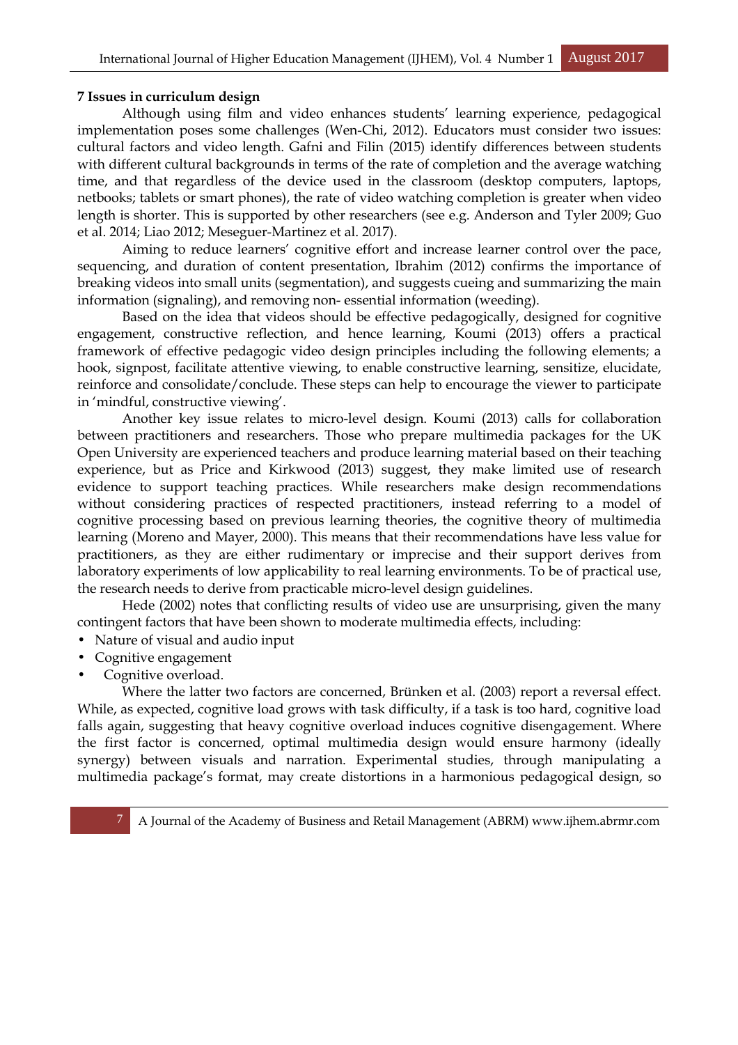## 7 Issues in curriculum design

Although using film and video enhances students' learning experience, pedagogical implementation poses some challenges (Wen-Chi, 2012). Educators must consider two issues: cultural factors and video length. Gafni and Filin (2015) identify differences between students with different cultural backgrounds in terms of the rate of completion and the average watching time, and that regardless of the device used in the classroom (desktop computers, laptops, netbooks; tablets or smart phones), the rate of video watching completion is greater when video length is shorter. This is supported by other researchers (see e.g. Anderson and Tyler 2009; Guo et al. 2014; Liao 2012; Meseguer-Martinez et al. 2017).

Aiming to reduce learners' cognitive effort and increase learner control over the pace, sequencing, and duration of content presentation, Ibrahim (2012) confirms the importance of breaking videos into small units (segmentation), and suggests cueing and summarizing the main information (signaling), and removing non- essential information (weeding).

Based on the idea that videos should be effective pedagogically, designed for cognitive engagement, constructive reflection, and hence learning, Koumi (2013) offers a practical framework of effective pedagogic video design principles including the following elements; a hook, signpost, facilitate attentive viewing, to enable constructive learning, sensitize, elucidate, reinforce and consolidate/conclude. These steps can help to encourage the viewer to participate in 'mindful, constructive viewing'.

Another key issue relates to micro-level design. Koumi (2013) calls for collaboration between practitioners and researchers. Those who prepare multimedia packages for the UK Open University are experienced teachers and produce learning material based on their teaching experience, but as Price and Kirkwood (2013) suggest, they make limited use of research evidence to support teaching practices. While researchers make design recommendations without considering practices of respected practitioners, instead referring to a model of cognitive processing based on previous learning theories, the cognitive theory of multimedia learning (Moreno and Mayer, 2000). This means that their recommendations have less value for practitioners, as they are either rudimentary or imprecise and their support derives from laboratory experiments of low applicability to real learning environments. To be of practical use, the research needs to derive from practicable micro-level design guidelines.

Hede (2002) notes that conflicting results of video use are unsurprising, given the many contingent factors that have been shown to moderate multimedia effects, including:

- Nature of visual and audio input
- Cognitive engagement
- Cognitive overload.

Where the latter two factors are concerned, Brünken et al. (2003) report a reversal effect. While, as expected, cognitive load grows with task difficulty, if a task is too hard, cognitive load falls again, suggesting that heavy cognitive overload induces cognitive disengagement. Where the first factor is concerned, optimal multimedia design would ensure harmony (ideally synergy) between visuals and narration. Experimental studies, through manipulating a multimedia package's format, may create distortions in a harmonious pedagogical design, so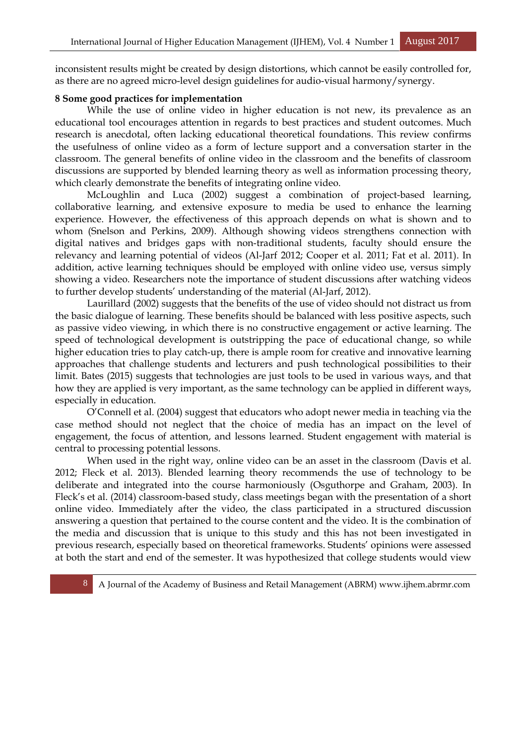inconsistent results might be created by design distortions, which cannot be easily controlled for, as there are no agreed micro-level design guidelines for audio-visual harmony/synergy.

**8 Some good practices for implementation**

While the use of online video in higher education is not new, its prevalence as an educational tool encourages attention in regards to best practices and student outcomes. Much research is anecdotal, often lacking educational theoretical foundations. This review confirms the usefulness of online video as a form of lecture support and a conversation starter in the classroom. The general benefits of online video in the classroom and the benefits of classroom discussions are supported by blended learning theory as well as information processing theory, which clearly demonstrate the benefits of integrating online video.

McLoughlin and Luca (2002) suggest a combination of project-based learning, collaborative learning, and extensive exposure to media be used to enhance the learning experience. However, the effectiveness of this approach depends on what is shown and to whom (Snelson and Perkins, 2009). Although showing videos strengthens connection with digital natives and bridges gaps with non-traditional students, faculty should ensure the relevancy and learning potential of videos (Al-Jarf 2012; Cooper et al. 2011; Fat et al. 2011). In addition, active learning techniques should be employed with online video use, versus simply showing a video. Researchers note the importance of student discussions after watching videos to further develop students' understanding of the material (Al-Jarf, 2012).

Laurillard (2002) suggests that the benefits of the use of video should not distract us from the basic dialogue of learning. These benefits should be balanced with less positive aspects, such as passive video viewing, in which there is no constructive engagement or active learning. The speed of technological development is outstripping the pace of educational change, so while higher education tries to play catch-up, there is ample room for creative and innovative learning approaches that challenge students and lecturers and push technological possibilities to their limit. Bates (2015) suggests that technologies are just tools to be used in various ways, and that how they are applied is very important, as the same technology can be applied in different ways, especially in education.

O'Connell et al. (2004) suggest that educators who adopt newer media in teaching via the case method should not neglect that the choice of media has an impact on the level of engagement, the focus of attention, and lessons learned. Student engagement with material is central to processing potential lessons.

When used in the right way, online video can be an asset in the classroom (Davis et al. 2012; Fleck et al. 2013). Blended learning theory recommends the use of technology to be deliberate and integrated into the course harmoniously (Osguthorpe and Graham, 2003). In Fleck's et al. (2014) classroom-based study, class meetings began with the presentation of a short online video. Immediately after the video, the class participated in a structured discussion answering a question that pertained to the course content and the video. It is the combination of the media and discussion that is unique to this study and this has not been investigated in previous research, especially based on theoretical frameworks. Students' opinions were assessed at both the start and end of the semester. It was hypothesized that college students would view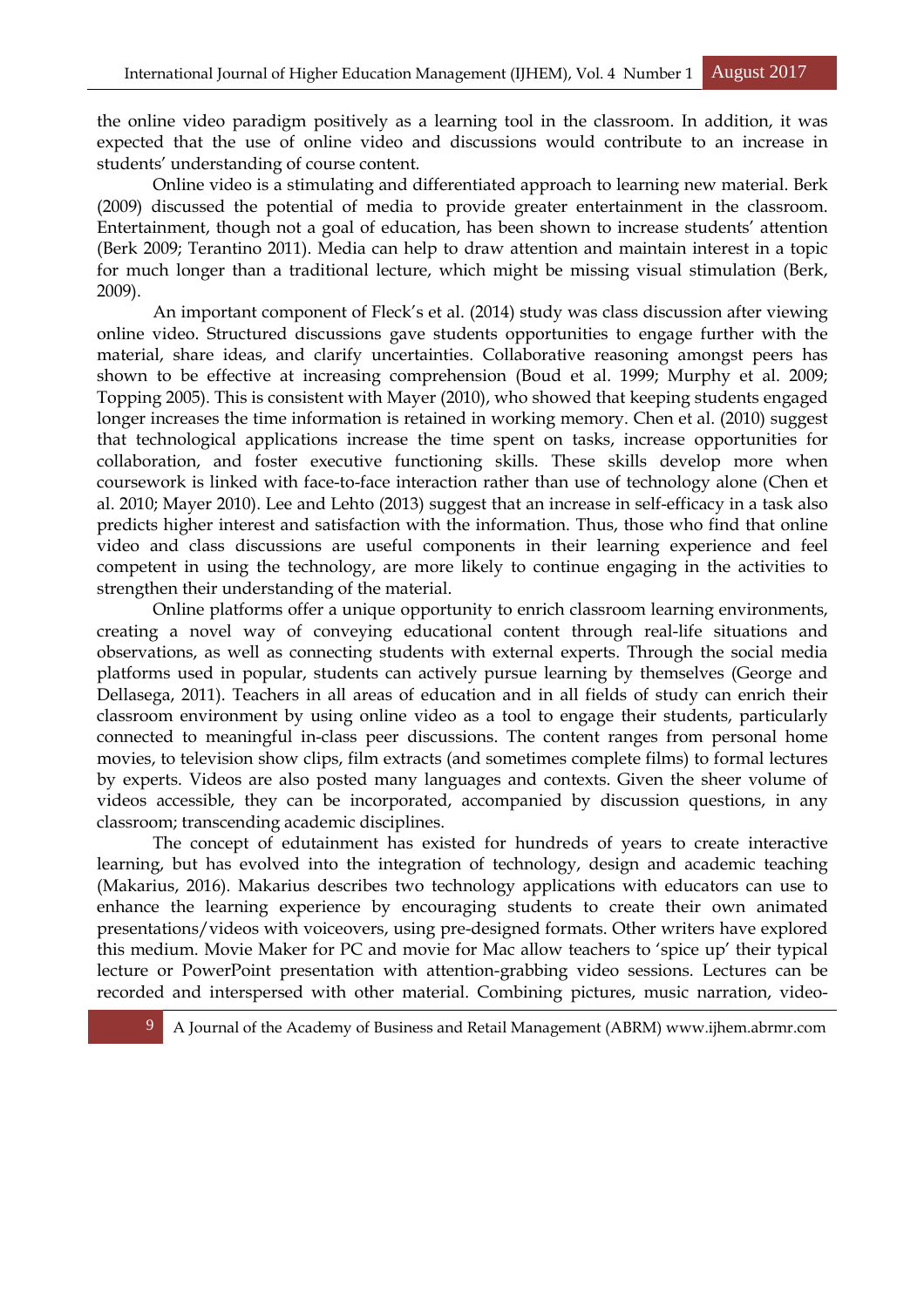the online video paradigm positively as a learning tool in the classroom. In addition, it was expected that the use of online video and discussions would contribute to an increase in students' understanding of course content.

Online video is a stimulating and differentiated approach to learning new material. Berk (2009) discussed the potential of media to provide greater entertainment in the classroom. Entertainment, though not a goal of education, has been shown to increase students' attention (Berk 2009; Terantino 2011). Media can help to draw attention and maintain interest in a topic for much longer than a traditional lecture, which might be missing visual stimulation (Berk, 2009).

An important component of Fleck's et al. (2014) study was class discussion after viewing online video. Structured discussions gave students opportunities to engage further with the material, share ideas, and clarify uncertainties. Collaborative reasoning amongst peers has shown to be effective at increasing comprehension (Boud et al. 1999; Murphy et al. 2009; Topping 2005). This is consistent with Mayer (2010), who showed that keeping students engaged longer increases the time information is retained in working memory. Chen et al. (2010) suggest that technological applications increase the time spent on tasks, increase opportunities for collaboration, and foster executive functioning skills. These skills develop more when coursework is linked with face-to-face interaction rather than use of technology alone (Chen et al. 2010; Mayer 2010). Lee and Lehto (2013) suggest that an increase in self-efficacy in a task also predicts higher interest and satisfaction with the information. Thus, those who find that online video and class discussions are useful components in their learning experience and feel competent in using the technology, are more likely to continue engaging in the activities to strengthen their understanding of the material.

Online platforms offer a unique opportunity to enrich classroom learning environments, creating a novel way of conveying educational content through real-life situations and observations, as well as connecting students with external experts. Through the social media platforms used in popular, students can actively pursue learning by themselves (George and Dellasega, 2011). Teachers in all areas of education and in all fields of study can enrich their classroom environment by using online video as a tool to engage their students, particularly connected to meaningful in-class peer discussions. The content ranges from personal home movies, to television show clips, film extracts (and sometimes complete films) to formal lectures by experts. Videos are also posted many languages and contexts. Given the sheer volume of videos accessible, they can be incorporated, accompanied by discussion questions, in any classroom; transcending academic disciplines.

The concept of edutainment has existed for hundreds of years to create interactive learning, but has evolved into the integration of technology, design and academic teaching (Makarius, 2016). Makarius describes two technology applications with educators can use to enhance the learning experience by encouraging students to create their own animated presentations/videos with voiceovers, using pre-designed formats. Other writers have explored this medium. Movie Maker for PC and movie for Mac allow teachers to 'spice up' their typical lecture or PowerPoint presentation with attention-grabbing video sessions. Lectures can be recorded and interspersed with other material. Combining pictures, music narration, video-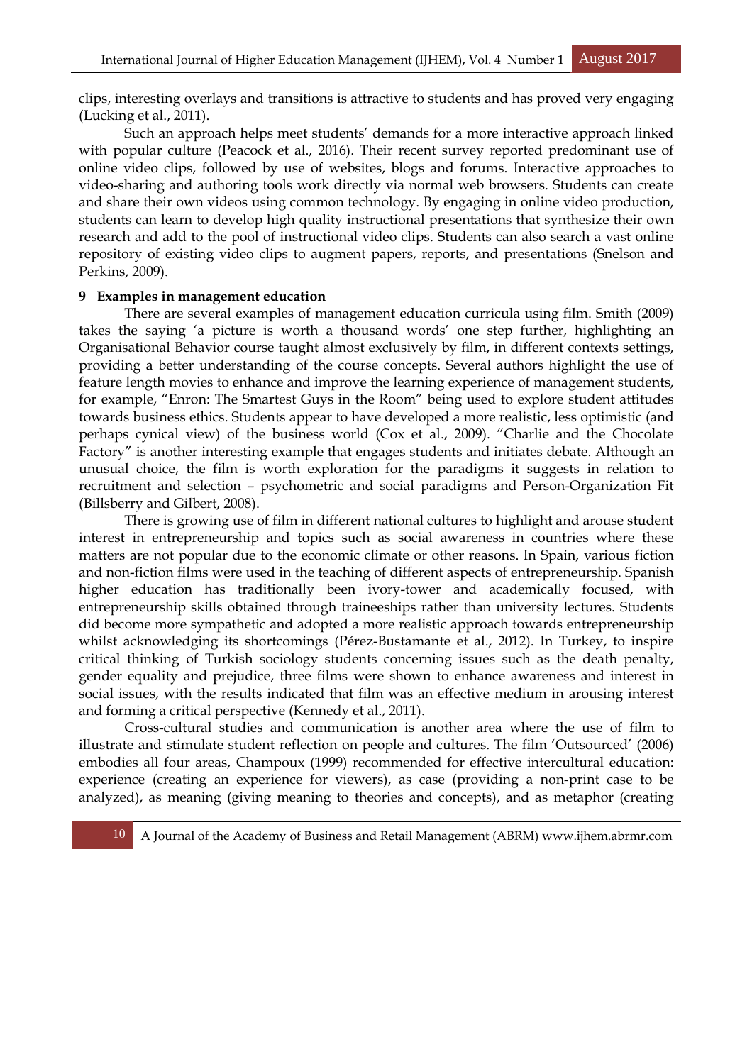clips, interesting overlays and transitions is attractive to students and has proved very engaging (Lucking et al., 2011).

Such an approach helps meet students' demands for a more interactive approach linked with popular culture (Peacock et al., 2016). Their recent survey reported predominant use of online video clips, followed by use of websites, blogs and forums. Interactive approaches to video-sharing and authoring tools work directly via normal web browsers. Students can create and share their own videos using common technology. By engaging in online video production, students can learn to develop high quality instructional presentations that synthesize their own research and add to the pool of instructional video clips. Students can also search a vast online repository of existing video clips to augment papers, reports, and presentations (Snelson and Perkins, 2009).

**9 Examples in management education**

There are several examples of management education curricula using film. Smith (2009) takes the saying 'a picture is worth a thousand words' one step further, highlighting an Organisational Behavior course taught almost exclusively by film, in different contexts settings, providing a better understanding of the course concepts. Several authors highlight the use of feature length movies to enhance and improve the learning experience of management students, for example, "Enron: The Smartest Guys in the Room" being used to explore student attitudes towards business ethics. Students appear to have developed a more realistic, less optimistic (and perhaps cynical view) of the business world (Cox et al., 2009). "Charlie and the Chocolate Factory" is another interesting example that engages students and initiates debate. Although an unusual choice, the film is worth exploration for the paradigms it suggests in relation to recruitment and selection – psychometric and social paradigms and Person-Organization Fit (Billsberry and Gilbert, 2008).

There is growing use of film in different national cultures to highlight and arouse student interest in entrepreneurship and topics such as social awareness in countries where these matters are not popular due to the economic climate or other reasons. In Spain, various fiction and non-fiction films were used in the teaching of different aspects of entrepreneurship. Spanish higher education has traditionally been ivory-tower and academically focused, with entrepreneurship skills obtained through traineeships rather than university lectures. Students did become more sympathetic and adopted a more realistic approach towards entrepreneurship whilst acknowledging its shortcomings (Pérez-Bustamante et al., 2012). In Turkey, to inspire critical thinking of Turkish sociology students concerning issues such as the death penalty, gender equality and prejudice, three films were shown to enhance awareness and interest in social issues, with the results indicated that film was an effective medium in arousing interest and forming a critical perspective (Kennedy et al., 2011).

Cross-cultural studies and communication is another area where the use of film to illustrate and stimulate student reflection on people and cultures. The film 'Outsourced' (2006) embodies all four areas, Champoux (1999) recommended for effective intercultural education: experience (creating an experience for viewers), as case (providing a non-print case to be analyzed), as meaning (giving meaning to theories and concepts), and as metaphor (creating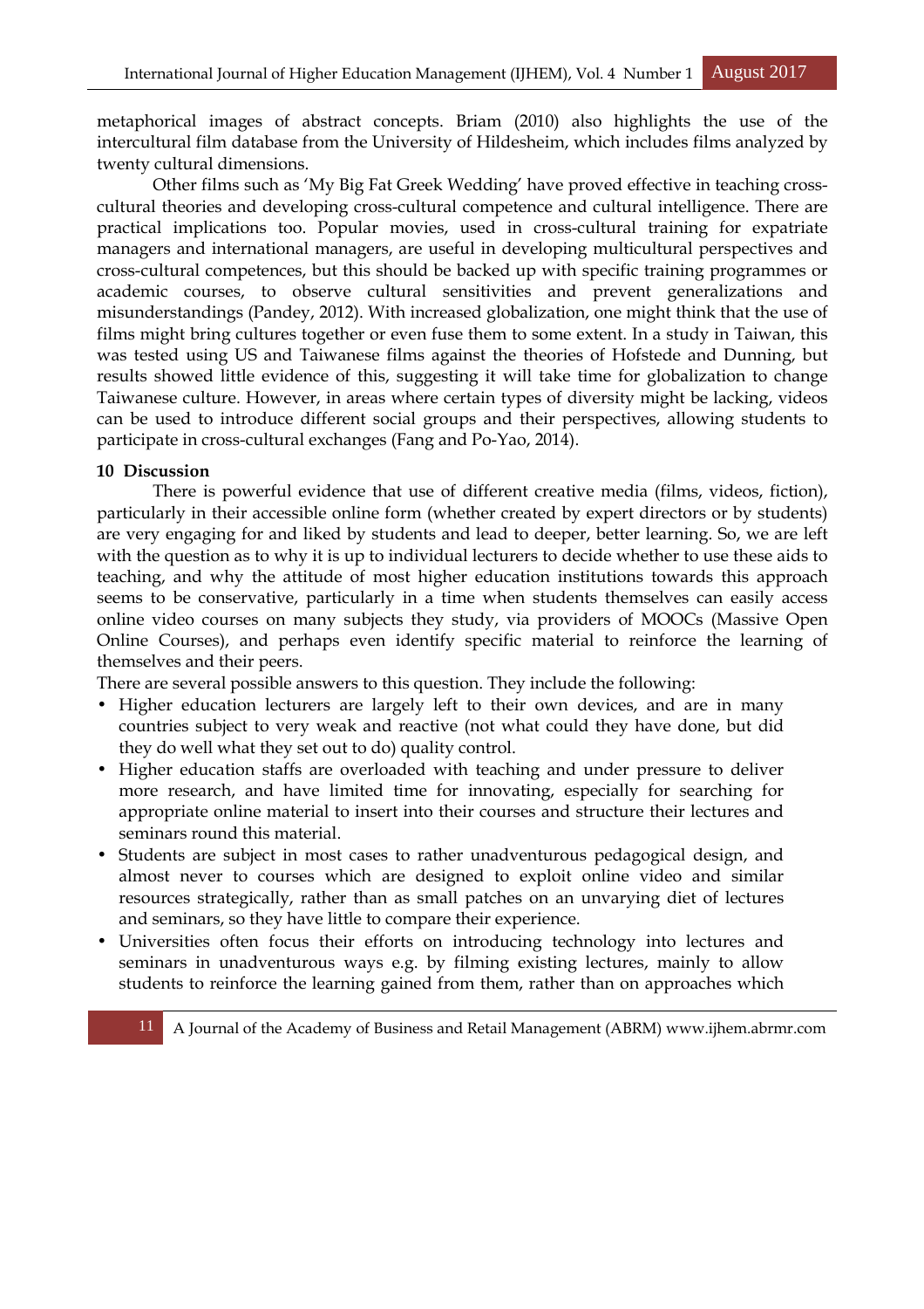metaphorical images of abstract concepts. Briam (2010) also highlights the use of the intercultural film database from the University of Hildesheim, which includes films analyzed by twenty cultural dimensions.

Other films such as 'My Big Fat Greek Wedding' have proved effective in teaching cross-cultural theories and developing cross-cultural competence and cultural intelligence. There are practical implications too. Popular movies, used in cross-cultural training for expatriate managers and international managers, are useful in developing multicultural perspectives and cross-cultural competences, but this should be backed up with specific training programmes or academic courses, to observe cultural sensitivities and prevent generalizations and misunderstandings (Pandey, 2012). With increased globalization, one might think that the use of films might bring cultures together or even fuse them to some extent. In a study in Taiwan, this was tested using US and Taiwanese films against the theories of Hofstede and Dunning, but results showed little evidence of this, suggesting it will take time for globalization to change Taiwanese culture. However, in areas where certain types of diversity might be lacking, videos can be used to introduce different social groups and their perspectives, allowing students to participate in cross-cultural exchanges (Fang and Po-Yao, 2014).

## 10 Discussion

There is powerful evidence that use of different creative media (films, videos, fiction), particularly in their accessible online form (whether created by expert directors or by students) are very engaging for and liked by students and lead to deeper, better learning. So, we are left with the question as to why it is up to individual lecturers to decide whether to use these aids to teaching, and why the attitude of most higher education institutions towards this approach seems to be conservative, particularly in a time when students themselves can easily access online video courses on many subjects they study, via providers of MOOCs (Massive Open Online Courses), and perhaps even identify specific material to reinforce the learning of themselves and their peers.

There are several possible answers to this question. They include the following:

- Higher education lecturers are largely left to their own devices, and are in many countries subject to very weak and reactive (not what could they have done, but did they do well what they set out to do) quality control.
- Higher education staffs are overloaded with teaching and under pressure to deliver more research, and have limited time for innovating, especially for searching for appropriate online material to insert into their courses and structure their lectures and seminars round this material.
- Students are subject in most cases to rather unadventurous pedagogical design, and almost never to courses which are designed to exploit online video and similar resources strategically, rather than as small patches on an unvarying diet of lectures and seminars, so they have little to compare their experience.
- Universities often focus their efforts on introducing technology into lectures and seminars in unadventurous ways e.g. by filming existing lectures, mainly to allow students to reinforce the learning gained from them, rather than on approaches which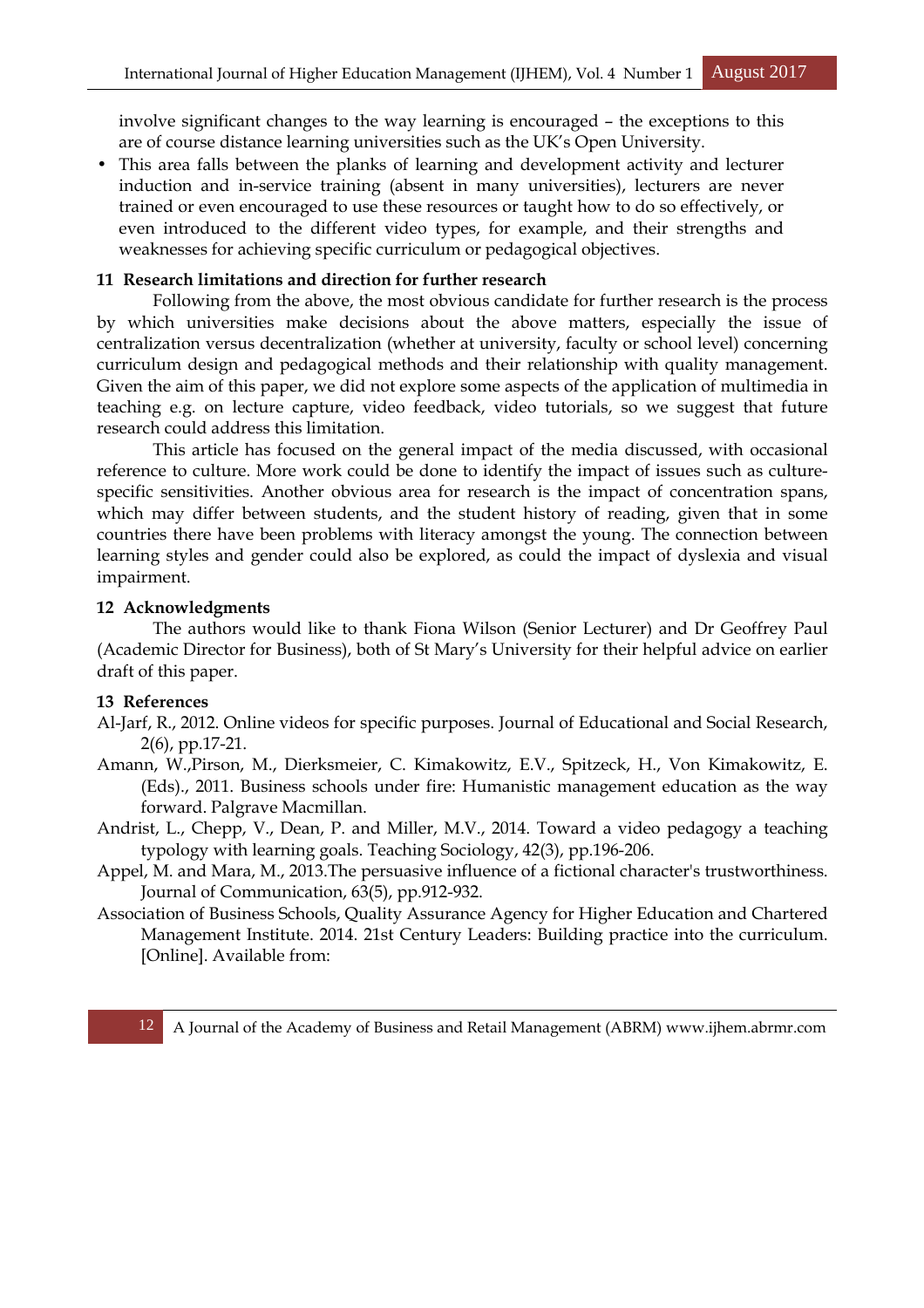involve significant changes to the way learning is encouraged – the exceptions to this are of course distance learning universities such as the UK's Open University.

- This area falls between the planks of learning and development activity and lecturer induction and in-service training (absent in many universities), lecturers are never trained or even encouraged to use these resources or taught how to do so effectively, or even introduced to the different video types, for example, and their strengths and weaknesses for achieving specific curriculum or pedagogical objectives.

## 11 Research limitations and direction for further research

Following from the above, the most obvious candidate for further research is the process by which universities make decisions about the above matters, especially the issue of centralization versus decentralization (whether at university, faculty or school level) concerning curriculum design and pedagogical methods and their relationship with quality management. Given the aim of this paper, we did not explore some aspects of the application of multimedia in teaching e.g. on lecture capture, video feedback, video tutorials, so we suggest that future research could address this limitation.

This article has focused on the general impact of the media discussed, with occasional reference to culture. More work could be done to identify the impact of issues such as culture-specific sensitivities. Another obvious area for research is the impact of concentration spans, which may differ between students, and the student history of reading, given that in some countries there have been problems with literacy amongst the young. The connection between learning styles and gender could also be explored, as could the impact of dyslexia and visual impairment.

## 12 Acknowledgments

The authors would like to thank Fiona Wilson (Senior Lecturer) and Dr Geoffrey Paul (Academic Director for Business), both of St Mary's University for their helpful advice on earlier draft of this paper.

## 13 References

Al-Jarf, R., 2012. Online videos for specific purposes. Journal of Educational and Social Research, 2(6), pp.17-21.

Amann, W.,Pirson, M., Dierksmeier, C. Kimakowitz, E.V., Spitzeck, H., Von Kimakowitz, E. (Eds)., 2011. Business schools under fire: Humanistic management education as the way forward. Palgrave Macmillan.

Andrist, L., Chepp, V., Dean, P. and Miller, M.V., 2014. Toward a video pedagogy a teaching typology with learning goals. Teaching Sociology, 42(3), pp.196-206.

Appel, M. and Mara, M., 2013.The persuasive influence of a fictional character's trustworthiness. Journal of Communication, 63(5), pp.912-932.

Association of Business Schools, Quality Assurance Agency for Higher Education and Chartered Management Institute. 2014. 21st Century Leaders: Building practice into the curriculum. [Online]. Available from: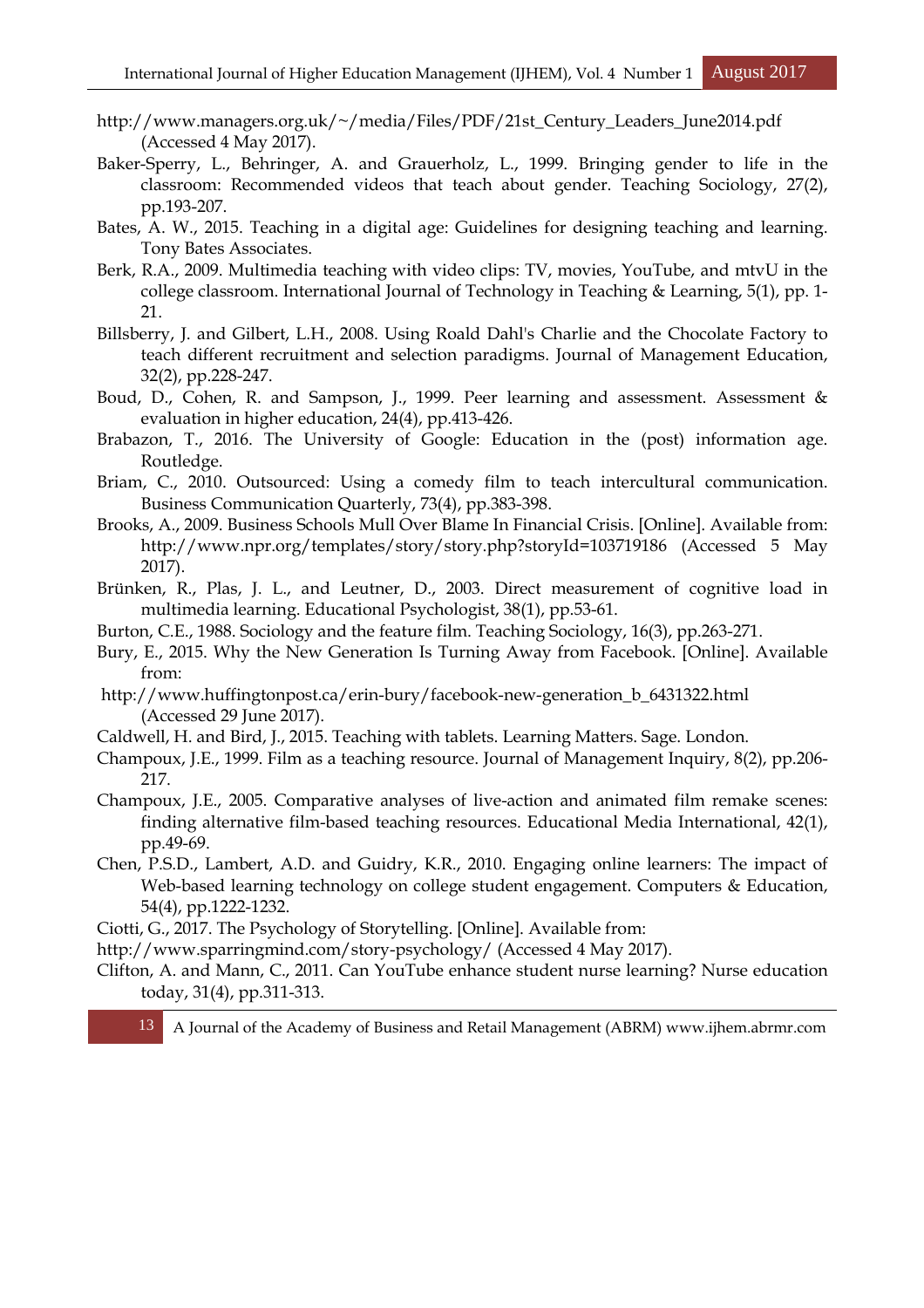http://www.managers.org.uk/~/media/Files/PDF/21st_Century_Leaders_June2014.pdf (Accessed 4 May 2017).

Baker-Sperry, L., Behringer, A. and Grauerholz, L., 1999. Bringing gender to life in the classroom: Recommended videos that teach about gender. Teaching Sociology, 27(2), pp.193-207.

Bates, A. W., 2015. Teaching in a digital age: Guidelines for designing teaching and learning. Tony Bates Associates.

Berk, R.A., 2009. Multimedia teaching with video clips: TV, movies, YouTube, and mtvU in the college classroom. International Journal of Technology in Teaching & Learning, 5(1), pp. 1-21.

Billsberry, J. and Gilbert, L.H., 2008. Using Roald Dahl's Charlie and the Chocolate Factory to teach different recruitment and selection paradigms. Journal of Management Education, 32(2), pp.228-247.

Boud, D., Cohen, R. and Sampson, J., 1999. Peer learning and assessment. Assessment & evaluation in higher education, 24(4), pp.413-426.

Brabazon, T., 2016. The University of Google: Education in the (post) information age. Routledge.

Briam, C., 2010. Outsourced: Using a comedy film to teach intercultural communication. Business Communication Quarterly, 73(4), pp.383-398.

Brooks, A., 2009. Business Schools Mull Over Blame In Financial Crisis. [Online]. Available from: http://www.npr.org/templates/story/story.php?storyId=103719186 (Accessed 5 May 2017).

Brünken, R., Plas, J. L., and Leutner, D., 2003. Direct measurement of cognitive load in multimedia learning. Educational Psychologist, 38(1), pp.53-61.

Burton, C.E., 1988. Sociology and the feature film. Teaching Sociology, 16(3), pp.263-271.

Bury, E., 2015. Why the New Generation Is Turning Away from Facebook. [Online]. Available from:
http://www.huffingtonpost.ca/erin-bury/facebook-new-generation_b_6431322.html (Accessed 29 June 2017).

Caldwell, H. and Bird, J., 2015. Teaching with tablets. Learning Matters. Sage. London.

Champoux, J.E., 1999. Film as a teaching resource. Journal of Management Inquiry, 8(2), pp.206-217.

Champoux, J.E., 2005. Comparative analyses of live-action and animated film remake scenes: finding alternative film-based teaching resources. Educational Media International, 42(1), pp.49-69.

Chen, P.S.D., Lambert, A.D. and Guidry, K.R., 2010. Engaging online learners: The impact of Web-based learning technology on college student engagement. Computers & Education, 54(4), pp.1222-1232.

Ciotti, G., 2017. The Psychology of Storytelling. [Online]. Available from:
http://www.sparringmind.com/story-psychology/ (Accessed 4 May 2017).

Clifton, A. and Mann, C., 2011. Can YouTube enhance student nurse learning? Nurse education today, 31(4), pp.311-313.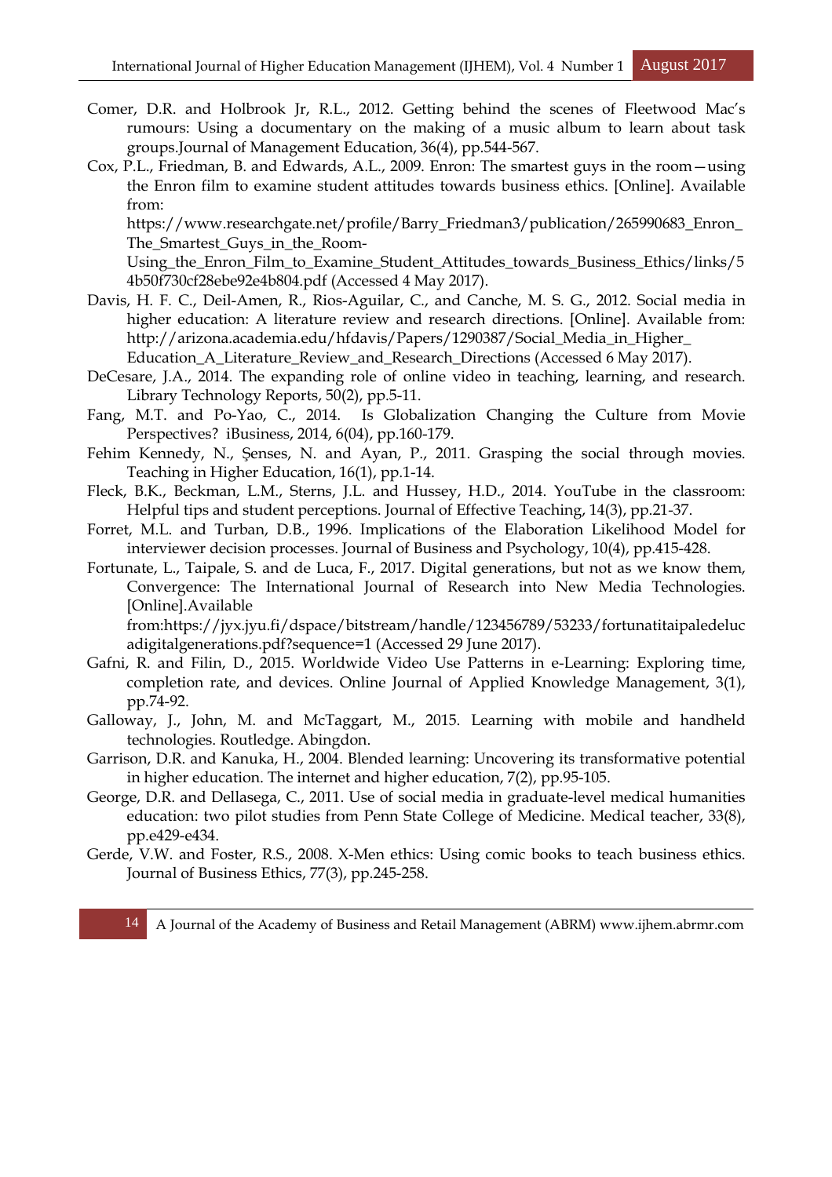Comer, D.R. and Holbrook Jr, R.L., 2012. Getting behind the scenes of Fleetwood Mac's rumours: Using a documentary on the making of a music album to learn about task groups.Journal of Management Education, 36(4), pp.544-567.

Cox, P.L., Friedman, B. and Edwards, A.L., 2009. Enron: The smartest guys in the room—using the Enron film to examine student attitudes towards business ethics. [Online]. Available from: https://www.researchgate.net/profile/Barry_Friedman3/publication/265990683_Enron_The_Smartest_Guys_in_the_Room-Using_the_Enron_Film_to_Examine_Student_Attitudes_towards_Business_Ethics/links/54b50f730cf28ebe92e4b804.pdf (Accessed 4 May 2017).

Davis, H. F. C., Deil-Amen, R., Rios-Aguilar, C., and Canche, M. S. G., 2012. Social media in higher education: A literature review and research directions. [Online]. Available from: http://arizona.academia.edu/hfdavis/Papers/1290387/Social_Media_in_Higher_Education_A_Literature_Review_and_Research_Directions (Accessed 6 May 2017).

DeCesare, J.A., 2014. The expanding role of online video in teaching, learning, and research. Library Technology Reports, 50(2), pp.5-11.

Fang, M.T. and Po-Yao, C., 2014. Is Globalization Changing the Culture from Movie Perspectives? iBusiness, 2014, 6(04), pp.160-179.

Fehim Kennedy, N., Şenses, N. and Ayan, P., 2011. Grasping the social through movies. Teaching in Higher Education, 16(1), pp.1-14.

Fleck, B.K., Beckman, L.M., Sterns, J.L. and Hussey, H.D., 2014. YouTube in the classroom: Helpful tips and student perceptions. Journal of Effective Teaching, 14(3), pp.21-37.

Forret, M.L. and Turban, D.B., 1996. Implications of the Elaboration Likelihood Model for interviewer decision processes. Journal of Business and Psychology, 10(4), pp.415-428.

Fortunate, L., Taipale, S. and de Luca, F., 2017. Digital generations, but not as we know them, Convergence: The International Journal of Research into New Media Technologies. [Online].Available from:https://jyx.jyu.fi/dspace/bitstream/handle/123456789/53233/fortunatitaipaledelucadigitalgenerations.pdf?sequence=1 (Accessed 29 June 2017).

Gafni, R. and Filin, D., 2015. Worldwide Video Use Patterns in e-Learning: Exploring time, completion rate, and devices. Online Journal of Applied Knowledge Management, 3(1), pp.74-92.

Galloway, J., John, M. and McTaggart, M., 2015. Learning with mobile and handheld technologies. Routledge. Abingdon.

Garrison, D.R. and Kanuka, H., 2004. Blended learning: Uncovering its transformative potential in higher education. The internet and higher education, 7(2), pp.95-105.

George, D.R. and Dellasega, C., 2011. Use of social media in graduate-level medical humanities education: two pilot studies from Penn State College of Medicine. Medical teacher, 33(8), pp.e429-e434.

Gerde, V.W. and Foster, R.S., 2008. X-Men ethics: Using comic books to teach business ethics. Journal of Business Ethics, 77(3), pp.245-258.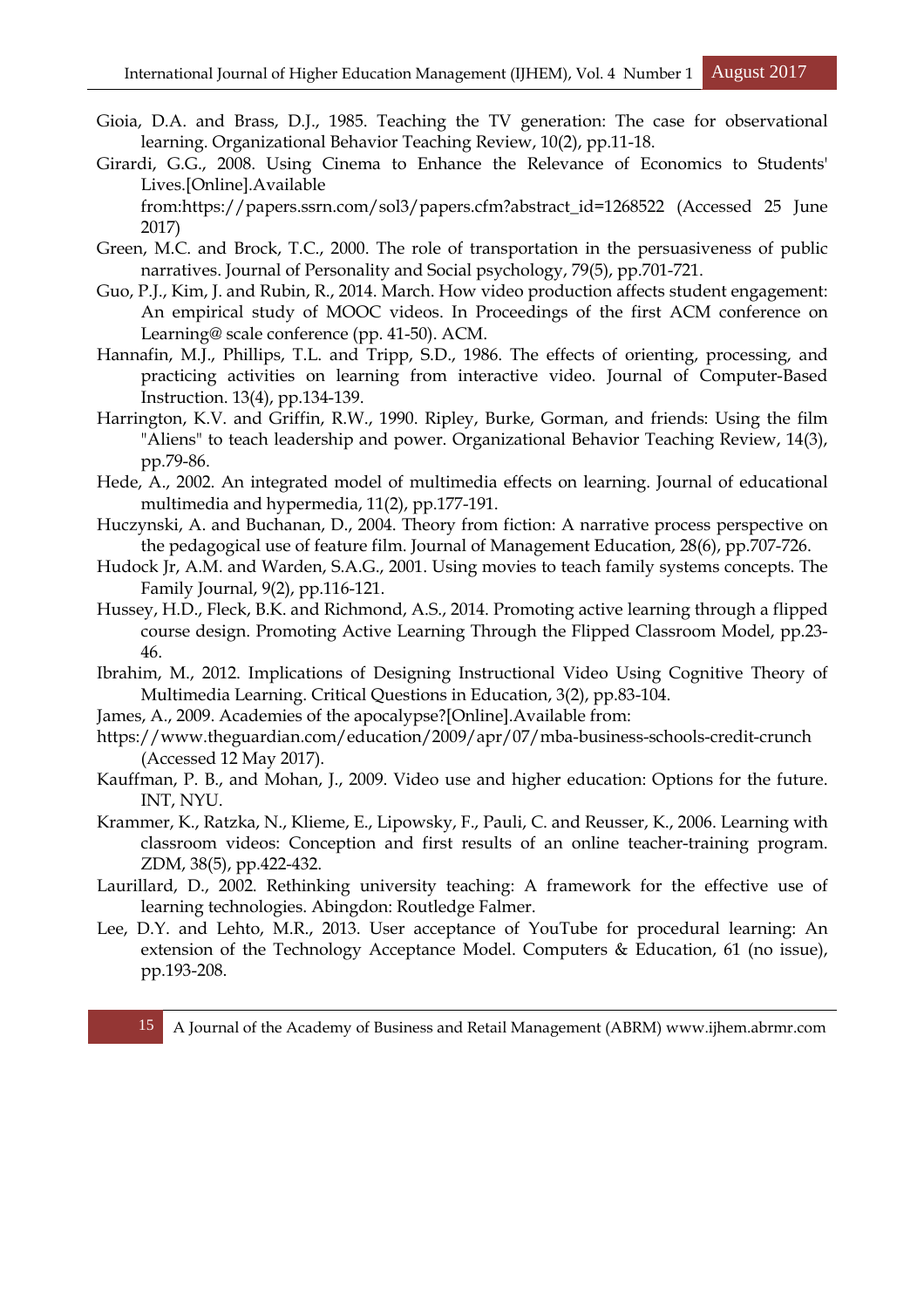Gioia, D.A. and Brass, D.J., 1985. Teaching the TV generation: The case for observational learning. Organizational Behavior Teaching Review, 10(2), pp.11-18.

Girardi, G.G., 2008. Using Cinema to Enhance the Relevance of Economics to Students' Lives.[Online].Available from:https://papers.ssrn.com/sol3/papers.cfm?abstract_id=1268522 (Accessed 25 June 2017)

Green, M.C. and Brock, T.C., 2000. The role of transportation in the persuasiveness of public narratives. Journal of Personality and Social psychology, 79(5), pp.701-721.

Guo, P.J., Kim, J. and Rubin, R., 2014. March. How video production affects student engagement: An empirical study of MOOC videos. In Proceedings of the first ACM conference on Learning@ scale conference (pp. 41-50). ACM.

Hannafin, M.J., Phillips, T.L. and Tripp, S.D., 1986. The effects of orienting, processing, and practicing activities on learning from interactive video. Journal of Computer-Based Instruction. 13(4), pp.134-139.

Harrington, K.V. and Griffin, R.W., 1990. Ripley, Burke, Gorman, and friends: Using the film "Aliens" to teach leadership and power. Organizational Behavior Teaching Review, 14(3), pp.79-86.

Hede, A., 2002. An integrated model of multimedia effects on learning. Journal of educational multimedia and hypermedia, 11(2), pp.177-191.

Huczynski, A. and Buchanan, D., 2004. Theory from fiction: A narrative process perspective on the pedagogical use of feature film. Journal of Management Education, 28(6), pp.707-726.

Hudock Jr, A.M. and Warden, S.A.G., 2001. Using movies to teach family systems concepts. The Family Journal, 9(2), pp.116-121.

Hussey, H.D., Fleck, B.K. and Richmond, A.S., 2014. Promoting active learning through a flipped course design. Promoting Active Learning Through the Flipped Classroom Model, pp.23-46.

Ibrahim, M., 2012. Implications of Designing Instructional Video Using Cognitive Theory of Multimedia Learning. Critical Questions in Education, 3(2), pp.83-104.

James, A., 2009. Academies of the apocalypse?[Online].Available from:
https://www.theguardian.com/education/2009/apr/07/mba-business-schools-credit-crunch (Accessed 12 May 2017).

Kauffman, P. B., and Mohan, J., 2009. Video use and higher education: Options for the future. INT, NYU.

Krammer, K., Ratzka, N., Klieme, E., Lipowsky, F., Pauli, C. and Reusser, K., 2006. Learning with classroom videos: Conception and first results of an online teacher-training program. ZDM, 38(5), pp.422-432.

Laurillard, D., 2002. Rethinking university teaching: A framework for the effective use of learning technologies. Abingdon: Routledge Falmer.

Lee, D.Y. and Lehto, M.R., 2013. User acceptance of YouTube for procedural learning: An extension of the Technology Acceptance Model. Computers & Education, 61 (no issue), pp.193-208.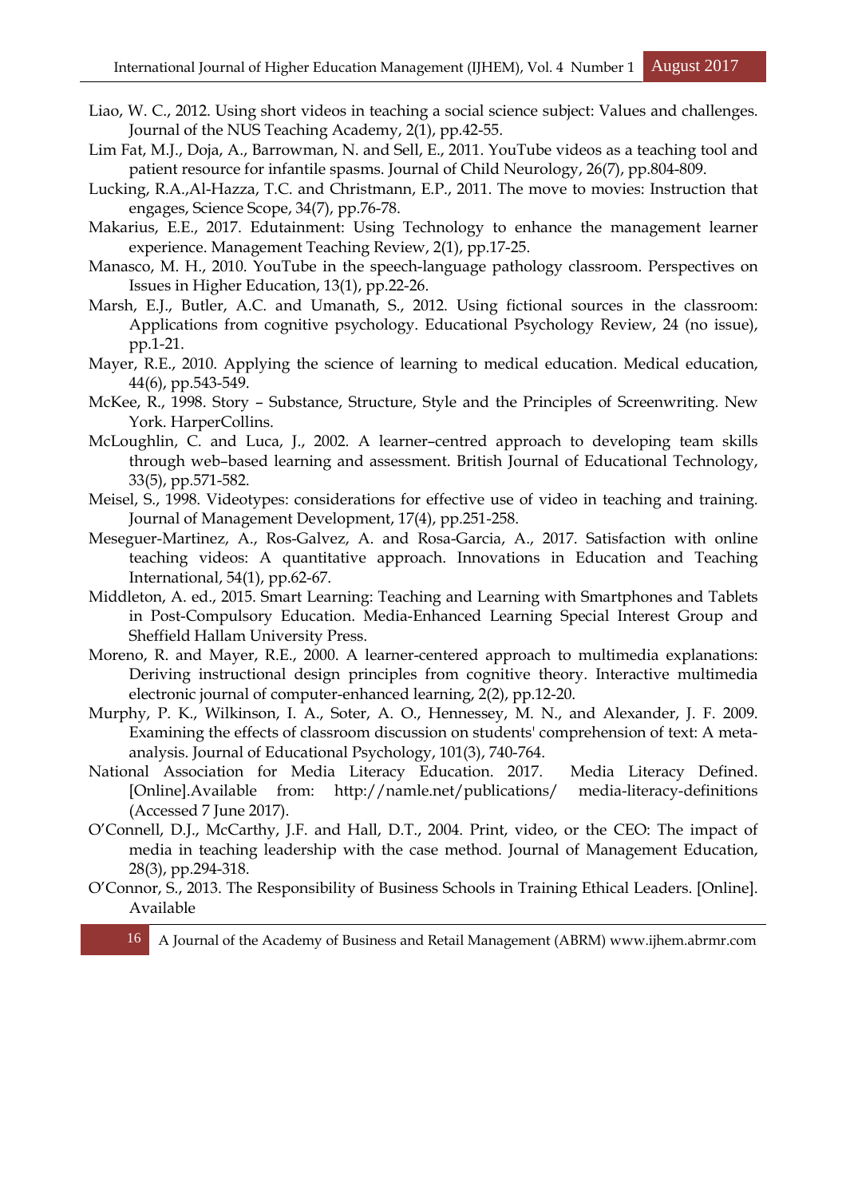Liao, W. C., 2012. Using short videos in teaching a social science subject: Values and challenges. Journal of the NUS Teaching Academy, 2(1), pp.42-55.

Lim Fat, M.J., Doja, A., Barrowman, N. and Sell, E., 2011. YouTube videos as a teaching tool and patient resource for infantile spasms. Journal of Child Neurology, 26(7), pp.804-809.

Lucking, R.A.,Al-Hazza, T.C. and Christmann, E.P., 2011. The move to movies: Instruction that engages, Science Scope, 34(7), pp.76-78.

Makarius, E.E., 2017. Edutainment: Using Technology to enhance the management learner experience. Management Teaching Review, 2(1), pp.17-25.

Manasco, M. H., 2010. YouTube in the speech-language pathology classroom. Perspectives on Issues in Higher Education, 13(1), pp.22-26.

Marsh, E.J., Butler, A.C. and Umanath, S., 2012. Using fictional sources in the classroom: Applications from cognitive psychology. Educational Psychology Review, 24 (no issue), pp.1-21.

Mayer, R.E., 2010. Applying the science of learning to medical education. Medical education, 44(6), pp.543-549.

McKee, R., 1998. Story – Substance, Structure, Style and the Principles of Screenwriting. New York. HarperCollins.

McLoughlin, C. and Luca, J., 2002. A learner–centred approach to developing team skills through web–based learning and assessment. British Journal of Educational Technology, 33(5), pp.571-582.

Meisel, S., 1998. Videotypes: considerations for effective use of video in teaching and training. Journal of Management Development, 17(4), pp.251-258.

Meseguer-Martinez, A., Ros-Galvez, A. and Rosa-Garcia, A., 2017. Satisfaction with online teaching videos: A quantitative approach. Innovations in Education and Teaching International, 54(1), pp.62-67.

Middleton, A. ed., 2015. Smart Learning: Teaching and Learning with Smartphones and Tablets in Post-Compulsory Education. Media-Enhanced Learning Special Interest Group and Sheffield Hallam University Press.

Moreno, R. and Mayer, R.E., 2000. A learner-centered approach to multimedia explanations: Deriving instructional design principles from cognitive theory. Interactive multimedia electronic journal of computer-enhanced learning, 2(2), pp.12-20.

Murphy, P. K., Wilkinson, I. A., Soter, A. O., Hennessey, M. N., and Alexander, J. F. 2009. Examining the effects of classroom discussion on students' comprehension of text: A meta-analysis. Journal of Educational Psychology, 101(3), 740-764.

National Association for Media Literacy Education. 2017. Media Literacy Defined. [Online].Available from: http://namle.net/publications/ media-literacy-definitions (Accessed 7 June 2017).

O'Connell, D.J., McCarthy, J.F. and Hall, D.T., 2004. Print, video, or the CEO: The impact of media in teaching leadership with the case method. Journal of Management Education, 28(3), pp.294-318.

O'Connor, S., 2013. The Responsibility of Business Schools in Training Ethical Leaders. [Online]. Available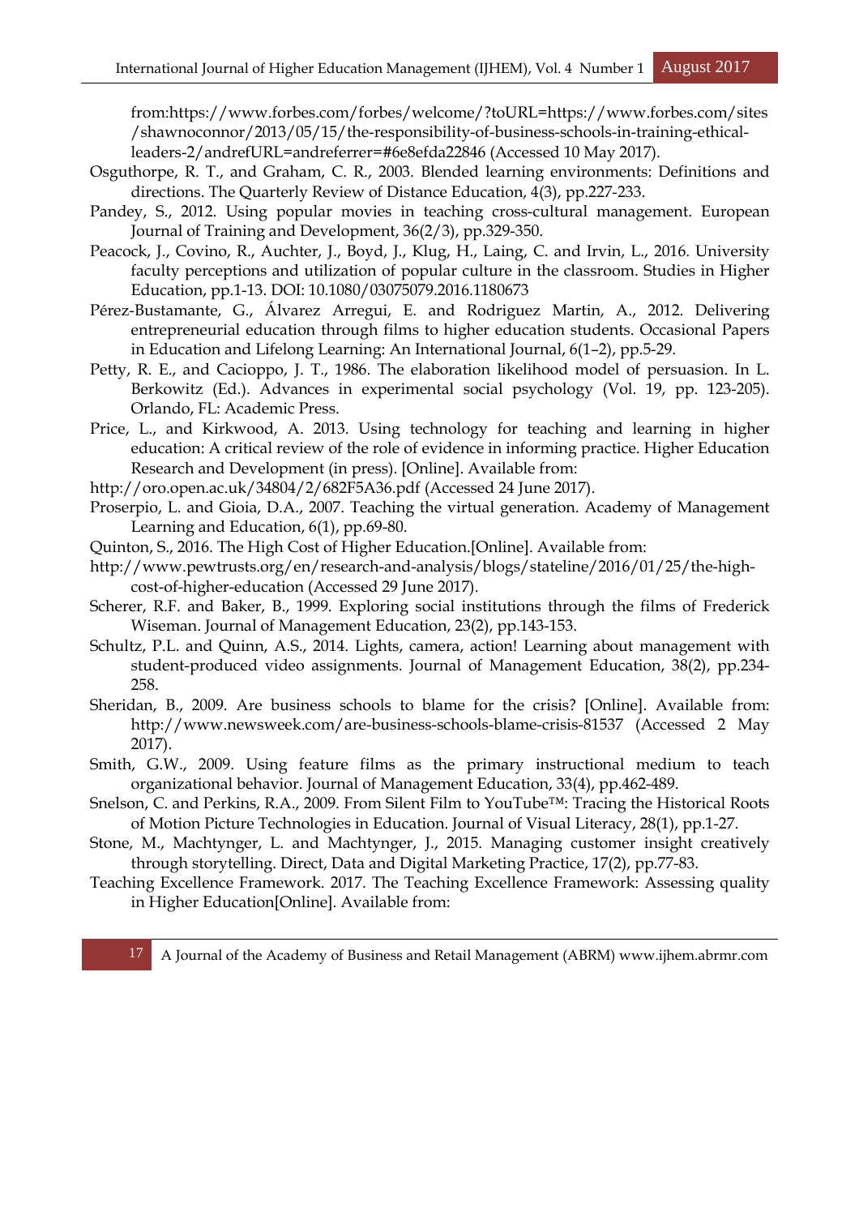from:https://www.forbes.com/forbes/welcome/?toURL=https://www.forbes.com/sites/shawnoconnor/2013/05/15/the-responsibility-of-business-schools-in-training-ethical-leaders-2/andrefURL=andreferrer=#6e8efda22846 (Accessed 10 May 2017).

Osguthorpe, R. T., and Graham, C. R., 2003. Blended learning environments: Definitions and directions. The Quarterly Review of Distance Education, 4(3), pp.227-233.

Pandey, S., 2012. Using popular movies in teaching cross-cultural management. European Journal of Training and Development, 36(2/3), pp.329-350.

Peacock, J., Covino, R., Auchter, J., Boyd, J., Klug, H., Laing, C. and Irvin, L., 2016. University faculty perceptions and utilization of popular culture in the classroom. Studies in Higher Education, pp.1-13. DOI: 10.1080/03075079.2016.1180673

Pérez-Bustamante, G., Álvarez Arregui, E. and Rodriguez Martin, A., 2012. Delivering entrepreneurial education through films to higher education students. Occasional Papers in Education and Lifelong Learning: An International Journal, 6(1–2), pp.5-29.

Petty, R. E., and Cacioppo, J. T., 1986. The elaboration likelihood model of persuasion. In L. Berkowitz (Ed.). Advances in experimental social psychology (Vol. 19, pp. 123-205). Orlando, FL: Academic Press.

Price, L., and Kirkwood, A. 2013. Using technology for teaching and learning in higher education: A critical review of the role of evidence in informing practice. Higher Education Research and Development (in press). [Online]. Available from:
http://oro.open.ac.uk/34804/2/682F5A36.pdf (Accessed 24 June 2017).

Proserpio, L. and Gioia, D.A., 2007. Teaching the virtual generation. Academy of Management Learning and Education, 6(1), pp.69-80.

Quinton, S., 2016. The High Cost of Higher Education.[Online]. Available from:
http://www.pewtrusts.org/en/research-and-analysis/blogs/stateline/2016/01/25/the-high-cost-of-higher-education (Accessed 29 June 2017).

Scherer, R.F. and Baker, B., 1999. Exploring social institutions through the films of Frederick Wiseman. Journal of Management Education, 23(2), pp.143-153.

Schultz, P.L. and Quinn, A.S., 2014. Lights, camera, action! Learning about management with student-produced video assignments. Journal of Management Education, 38(2), pp.234-258.

Sheridan, B., 2009. Are business schools to blame for the crisis? [Online]. Available from: http://www.newsweek.com/are-business-schools-blame-crisis-81537 (Accessed 2 May 2017).

Smith, G.W., 2009. Using feature films as the primary instructional medium to teach organizational behavior. Journal of Management Education, 33(4), pp.462-489.

Snelson, C. and Perkins, R.A., 2009. From Silent Film to YouTube™: Tracing the Historical Roots of Motion Picture Technologies in Education. Journal of Visual Literacy, 28(1), pp.1-27.

Stone, M., Machtynger, L. and Machtynger, J., 2015. Managing customer insight creatively through storytelling. Direct, Data and Digital Marketing Practice, 17(2), pp.77-83.

Teaching Excellence Framework. 2017. The Teaching Excellence Framework: Assessing quality in Higher Education[Online]. Available from: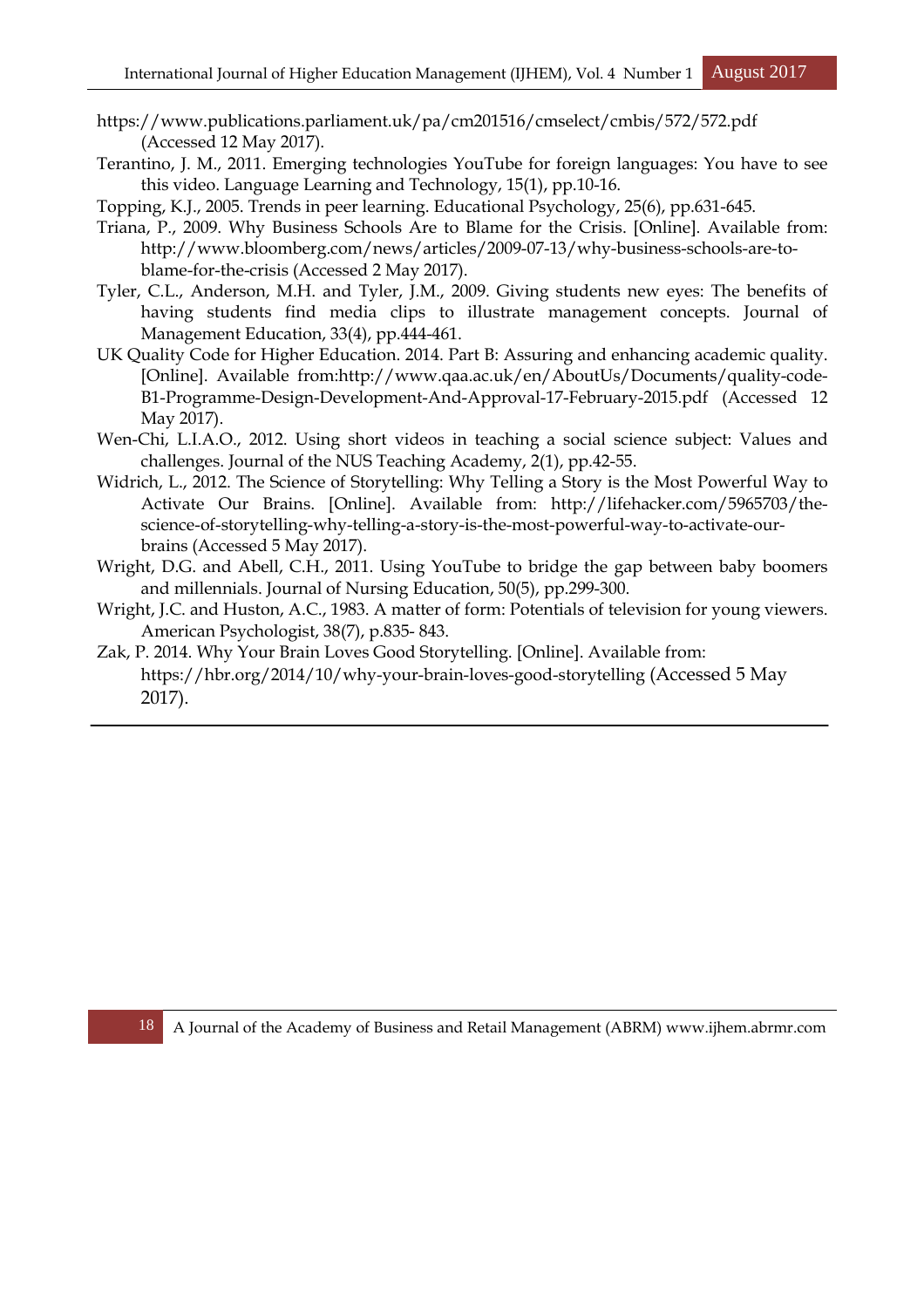https://www.publications.parliament.uk/pa/cm201516/cmselect/cmbis/572/572.pdf (Accessed 12 May 2017).

Terantino, J. M., 2011. Emerging technologies YouTube for foreign languages: You have to see this video. Language Learning and Technology, 15(1), pp.10-16.

Topping, K.J., 2005. Trends in peer learning. Educational Psychology, 25(6), pp.631-645.

Triana, P., 2009. Why Business Schools Are to Blame for the Crisis. [Online]. Available from: http://www.bloomberg.com/news/articles/2009-07-13/why-business-schools-are-to-blame-for-the-crisis (Accessed 2 May 2017).

Tyler, C.L., Anderson, M.H. and Tyler, J.M., 2009. Giving students new eyes: The benefits of having students find media clips to illustrate management concepts. Journal of Management Education, 33(4), pp.444-461.

UK Quality Code for Higher Education. 2014. Part B: Assuring and enhancing academic quality. [Online]. Available from:http://www.qaa.ac.uk/en/AboutUs/Documents/quality-code-B1-Programme-Design-Development-And-Approval-17-February-2015.pdf (Accessed 12 May 2017).

Wen-Chi, L.I.A.O., 2012. Using short videos in teaching a social science subject: Values and challenges. Journal of the NUS Teaching Academy, 2(1), pp.42-55.

Widrich, L., 2012. The Science of Storytelling: Why Telling a Story is the Most Powerful Way to Activate Our Brains. [Online]. Available from: http://lifehacker.com/5965703/the-science-of-storytelling-why-telling-a-story-is-the-most-powerful-way-to-activate-our-brains (Accessed 5 May 2017).

Wright, D.G. and Abell, C.H., 2011. Using YouTube to bridge the gap between baby boomers and millennials. Journal of Nursing Education, 50(5), pp.299-300.

Wright, J.C. and Huston, A.C., 1983. A matter of form: Potentials of television for young viewers. American Psychologist, 38(7), p.835- 843.

Zak, P. 2014. Why Your Brain Loves Good Storytelling. [Online]. Available from: https://hbr.org/2014/10/why-your-brain-loves-good-storytelling (Accessed 5 May 2017).